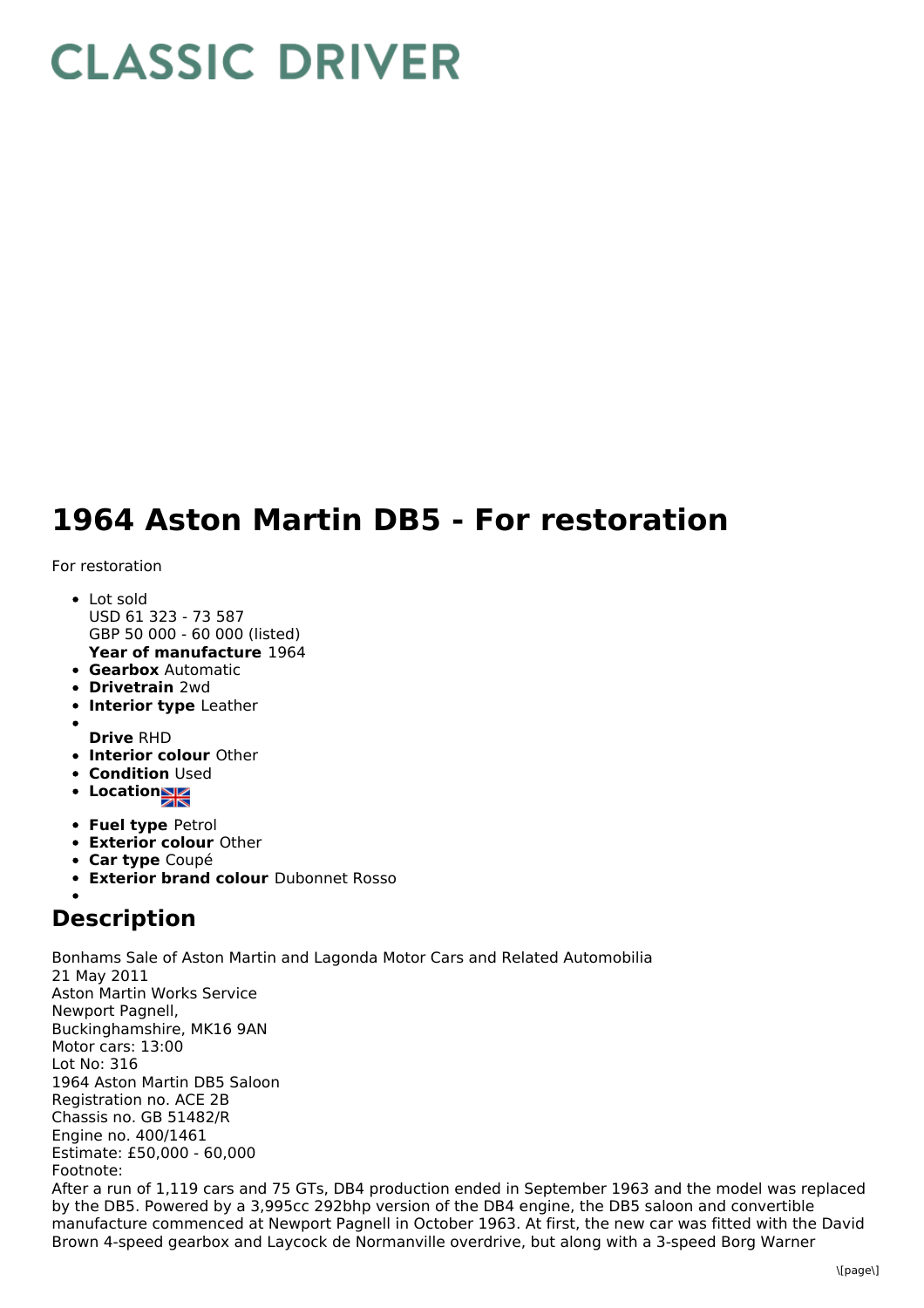# CLASSIC DRIVER

# 1964 Aston Martin DB5 - For restoration

For restoration

- Lot sold
  USD 61 323 - 73 587
  GBP 50 000 - 60 000 (listed)
  **Year of manufacture** 1964
- **Gearbox** Automatic
- **Drivetrain** 2wd
- **Interior type** Leather
- **Drive** RHD
- **Interior colour** Other
- **Condition** Used
- **Location**
- **Fuel type** Petrol
- **Exterior colour** Other
- **Car type** Coupé
- **Exterior brand colour** Dubonnet Rosso

## Description

Bonhams Sale of Aston Martin and Lagonda Motor Cars and Related Automobilia
21 May 2011
Aston Martin Works Service
Newport Pagnell,
Buckinghamshire, MK16 9AN
Motor cars: 13:00
Lot No: 316
1964 Aston Martin DB5 Saloon
Registration no. ACE 2B
Chassis no. GB 51482/R
Engine no. 400/1461
Estimate: £50,000 - 60,000
Footnote:
After a run of 1,119 cars and 75 GTs, DB4 production ended in September 1963 and the model was replaced by the DB5. Powered by a 3,995cc 292bhp version of the DB4 engine, the DB5 saloon and convertible manufacture commenced at Newport Pagnell in October 1963. At first, the new car was fitted with the David Brown 4-speed gearbox and Laycock de Normanville overdrive, but along with a 3-speed Borg Warner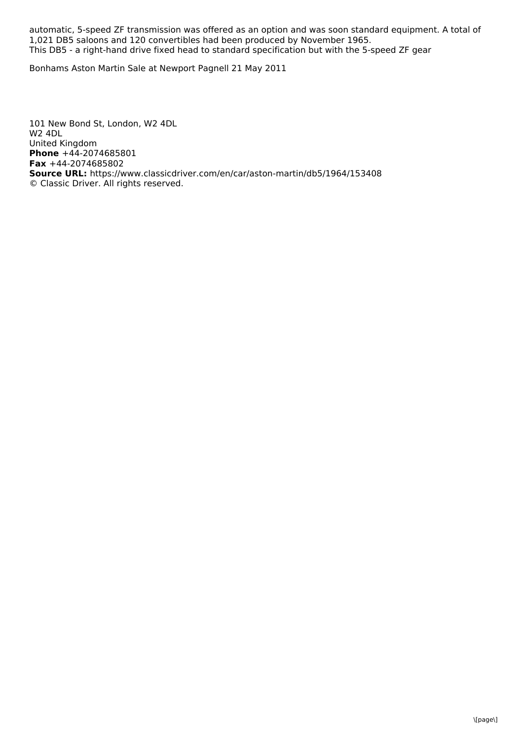automatic, 5-speed ZF transmission was offered as an option and was soon standard equipment. A total of 1,021 DB5 saloons and 120 convertibles had been produced by November 1965.
This DB5 - a right-hand drive fixed head to standard specification but with the 5-speed ZF gear

Bonhams Aston Martin Sale at Newport Pagnell 21 May 2011

101 New Bond St, London, W2 4DL
W2 4DL
United Kingdom
**Phone** +44-2074685801
**Fax** +44-2074685802
**Source URL:** https://www.classicdriver.com/en/car/aston-martin/db5/1964/153408
© Classic Driver. All rights reserved.